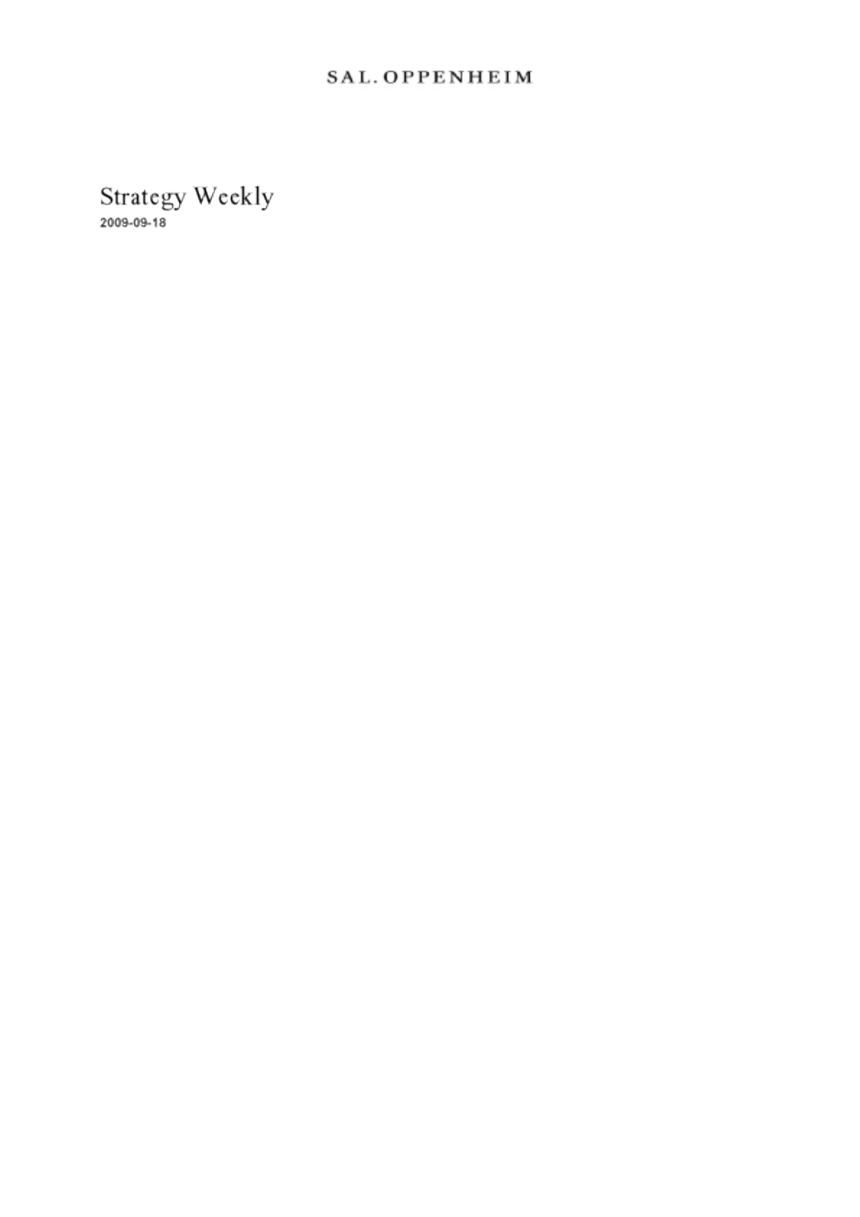SAL. OPPENHEIM

# Strategy Weekly

2009-09-18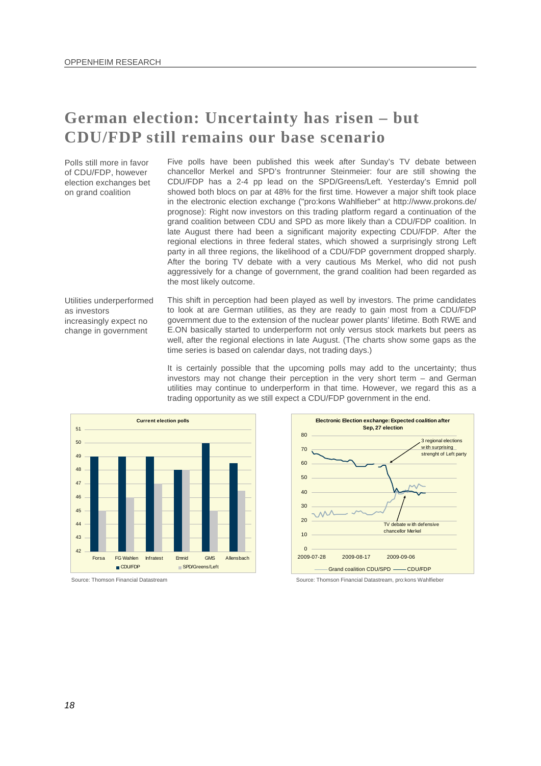# German election: Uncertainty has risen – but CDU/FDP still remains our base scenario

**Polls still more in favor of CDU/FDP, however election exchanges bet on grand coalition**

Five polls have been published this week after Sunday's TV debate between chancellor Merkel and SPD's frontrunner Steinmeier: four are still showing the CDU/FDP has a 2-4 pp lead on the SPD/Greens/Left. Yesterday's Emnid poll showed both blocs on par at 48% for the first time. However a major shift took place in the electronic election exchange ("pro:kons Wahlfieber" at http://www.prokons.de/prognose): Right now investors on this trading platform regard a continuation of the grand coalition between CDU and SPD as more likely than a CDU/FDP coalition. In late August there had been a significant majority expecting CDU/FDP. After the regional elections in three federal states, which showed a surprisingly strong Left party in all three regions, the likelihood of a CDU/FDP government dropped sharply. After the boring TV debate with a very cautious Ms Merkel, who did not push aggressively for a change of government, the grand coalition had been regarded as the most likely outcome.

**Utilities underperformed as investors increasingly expect no change in government**

This shift in perception had been played as well by investors. The prime candidates to look at are German utilities, as they are ready to gain most from a CDU/FDP government due to the extension of the nuclear power plants' lifetime. Both RWE and E.ON basically started to underperform not only versus stock markets but peers as well, after the regional elections in late August. (The charts show some gaps as the time series is based on calendar days, not trading days.)

It is certainly possible that the upcoming polls may add to the uncertainty; thus investors may not change their perception in the very short term – and German utilities may continue to underperform in that time. However, we regard this as a trading opportunity as we still expect a CDU/FDP government in the end.

**Current election polls**

| Poll | CDU/FDP | SPD/Greens/Left |
|---|---|---|
| Forsa | 49 | 45 |
| FG Wahlen | 49 | 46 |
| Infratest | 49 | 47 |
| Emnid | 48 | 48 |
| GMS | 50 | 45 |
| Allensbach | 48.5 | 46.5 |

Source: Thomson Financial Datastream

**Electronic Election exchange: Expected coalition after Sep, 27 election**

(Chart annotations: "3 regional elections with surprising strenght of Left party"; "TV debate with defensive chancellor Merkel". Legend: Grand coalition CDU/SPD; CDU/FDP. X-axis: 2009-07-28, 2009-08-17, 2009-09-06.)

Source: Thomson Financial Datastream, pro:kons Wahlfieber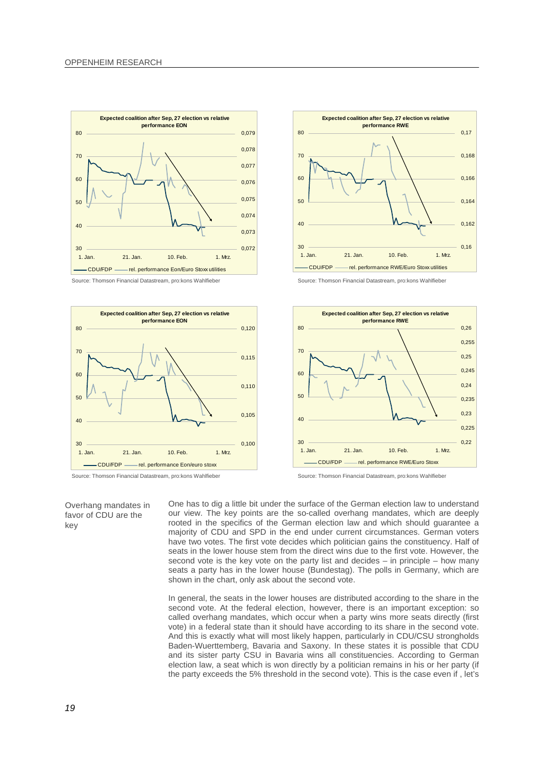Expected coalition after Sep, 27 election vs relative performance EON

Source: Thomson Financial Datastream, pro:kons Wahlfieber

Expected coalition after Sep, 27 election vs relative performance RWE

Source: Thomson Financial Datastream, pro:kons Wahlfieber

Expected coalition after Sep, 27 election vs relative performance EON

Source: Thomson Financial Datastream, pro:kons Wahlfieber

Expected coalition after Sep, 27 election vs relative performance RWE

Source: Thomson Financial Datastream, pro:kons Wahlfieber

**Overhang mandates in favor of CDU are the key**

One has to dig a little bit under the surface of the German election law to understand our view. The key points are the so-called overhang mandates, which are deeply rooted in the specifics of the German election law and which should guarantee a majority of CDU and SPD in the end under current circumstances. German voters have two votes. The first vote decides which politician gains the constituency. Half of seats in the lower house stem from the direct wins due to the first vote. However, the second vote is the key vote on the party list and decides – in principle – how many seats a party has in the lower house (Bundestag). The polls in Germany, which are shown in the chart, only ask about the second vote.

In general, the seats in the lower houses are distributed according to the share in the second vote. At the federal election, however, there is an important exception: so called overhang mandates, which occur when a party wins more seats directly (first vote) in a federal state than it should have according to its share in the second vote. And this is exactly what will most likely happen, particularly in CDU/CSU strongholds Baden-Wuerttemberg, Bavaria and Saxony. In these states it is possible that CDU and its sister party CSU in Bavaria wins all constituencies. According to German election law, a seat which is won directly by a politician remains in his or her party (if the party exceeds the 5% threshold in the second vote). This is the case even if , let's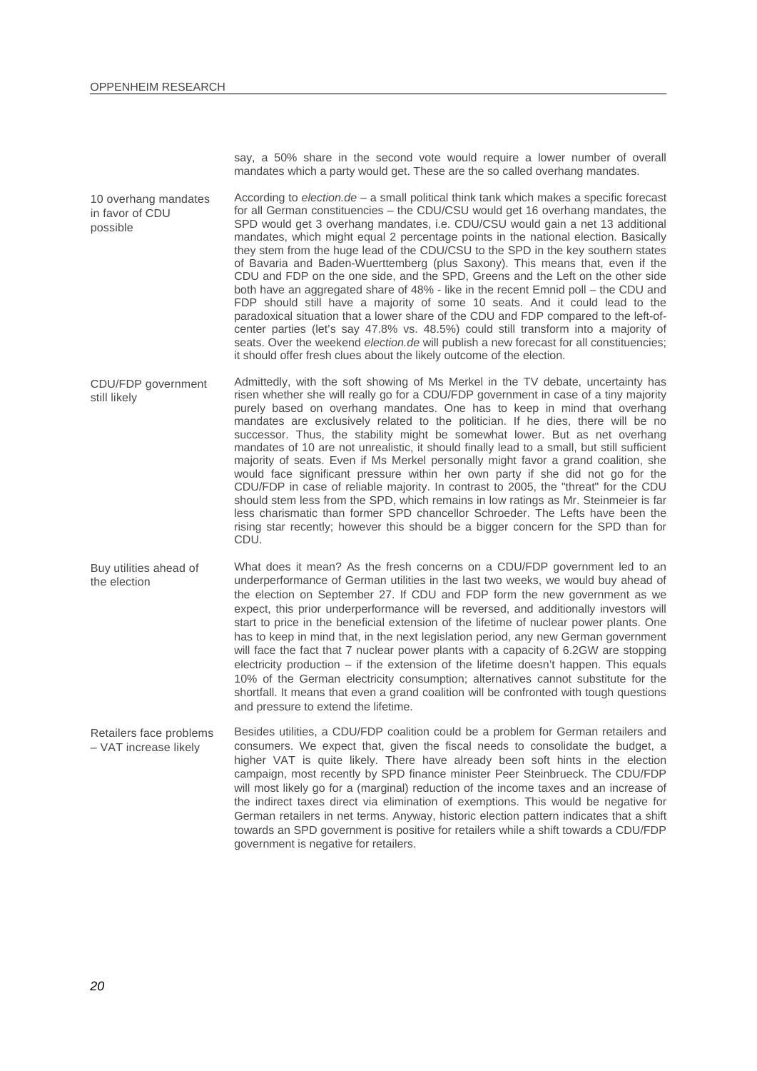say, a 50% share in the second vote would require a lower number of overall mandates which a party would get. These are the so called overhang mandates.

**10 overhang mandates in favor of CDU possible**

According to *election.de* – a small political think tank which makes a specific forecast for all German constituencies – the CDU/CSU would get 16 overhang mandates, the SPD would get 3 overhang mandates, i.e. CDU/CSU would gain a net 13 additional mandates, which might equal 2 percentage points in the national election. Basically they stem from the huge lead of the CDU/CSU to the SPD in the key southern states of Bavaria and Baden-Wuerttemberg (plus Saxony). This means that, even if the CDU and FDP on the one side, and the SPD, Greens and the Left on the other side both have an aggregated share of 48% - like in the recent Emnid poll – the CDU and FDP should still have a majority of some 10 seats. And it could lead to the paradoxical situation that a lower share of the CDU and FDP compared to the left-of-center parties (let's say 47.8% vs. 48.5%) could still transform into a majority of seats. Over the weekend *election.de* will publish a new forecast for all constituencies; it should offer fresh clues about the likely outcome of the election.

**CDU/FDP government still likely**

Admittedly, with the soft showing of Ms Merkel in the TV debate, uncertainty has risen whether she will really go for a CDU/FDP government in case of a tiny majority purely based on overhang mandates. One has to keep in mind that overhang mandates are exclusively related to the politician. If he dies, there will be no successor. Thus, the stability might be somewhat lower. But as net overhang mandates of 10 are not unrealistic, it should finally lead to a small, but still sufficient majority of seats. Even if Ms Merkel personally might favor a grand coalition, she would face significant pressure within her own party if she did not go for the CDU/FDP in case of reliable majority. In contrast to 2005, the "threat" for the CDU should stem less from the SPD, which remains in low ratings as Mr. Steinmeier is far less charismatic than former SPD chancellor Schroeder. The Lefts have been the rising star recently; however this should be a bigger concern for the SPD than for CDU.

**Buy utilities ahead of the election**

What does it mean? As the fresh concerns on a CDU/FDP government led to an underperformance of German utilities in the last two weeks, we would buy ahead of the election on September 27. If CDU and FDP form the new government as we expect, this prior underperformance will be reversed, and additionally investors will start to price in the beneficial extension of the lifetime of nuclear power plants. One has to keep in mind that, in the next legislation period, any new German government will face the fact that 7 nuclear power plants with a capacity of 6.2GW are stopping electricity production – if the extension of the lifetime doesn't happen. This equals 10% of the German electricity consumption; alternatives cannot substitute for the shortfall. It means that even a grand coalition will be confronted with tough questions and pressure to extend the lifetime.

**Retailers face problems – VAT increase likely**

Besides utilities, a CDU/FDP coalition could be a problem for German retailers and consumers. We expect that, given the fiscal needs to consolidate the budget, a higher VAT is quite likely. There have already been soft hints in the election campaign, most recently by SPD finance minister Peer Steinbrueck. The CDU/FDP will most likely go for a (marginal) reduction of the income taxes and an increase of the indirect taxes direct via elimination of exemptions. This would be negative for German retailers in net terms. Anyway, historic election pattern indicates that a shift towards an SPD government is positive for retailers while a shift towards a CDU/FDP government is negative for retailers.